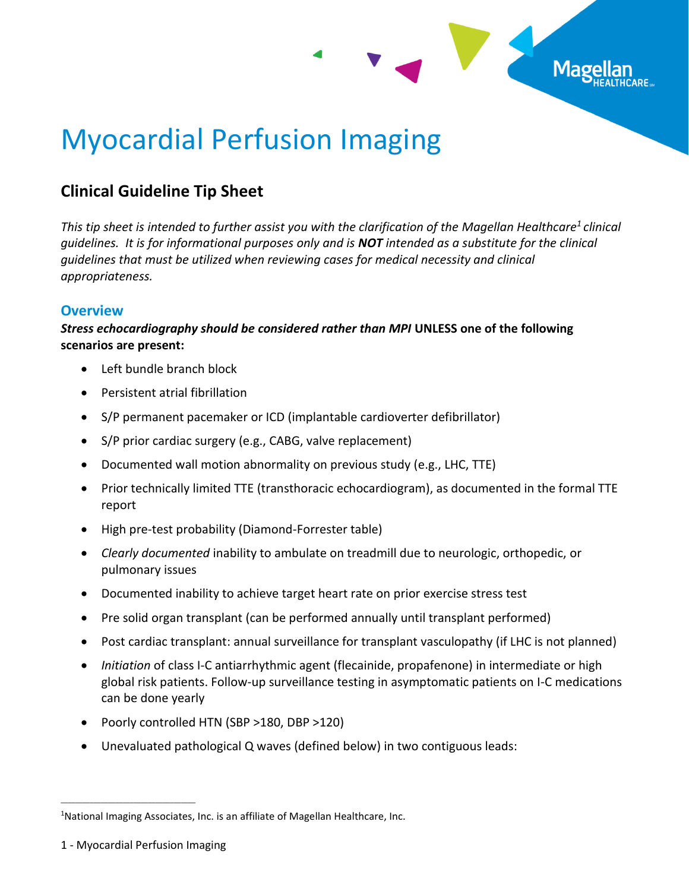# Myocardial Perfusion Imaging

## Clinical Guideline Tip Sheet

*This tip sheet is intended to further assist you with the clarification of the Magellan Healthcare[1] clinical guidelines. It is for informational purposes only and is **NOT** intended as a substitute for the clinical guidelines that must be utilized when reviewing cases for medical necessity and clinical appropriateness.*

### Overview

***Stress echocardiography should be considered rather than MPI* UNLESS one of the following scenarios are present:**

- Left bundle branch block
- Persistent atrial fibrillation
- S/P permanent pacemaker or ICD (implantable cardioverter defibrillator)
- S/P prior cardiac surgery (e.g., CABG, valve replacement)
- Documented wall motion abnormality on previous study (e.g., LHC, TTE)
- Prior technically limited TTE (transthoracic echocardiogram), as documented in the formal TTE report
- High pre-test probability (Diamond-Forrester table)
- *Clearly documented* inability to ambulate on treadmill due to neurologic, orthopedic, or pulmonary issues
- Documented inability to achieve target heart rate on prior exercise stress test
- Pre solid organ transplant (can be performed annually until transplant performed)
- Post cardiac transplant: annual surveillance for transplant vasculopathy (if LHC is not planned)
- *Initiation* of class I-C antiarrhythmic agent (flecainide, propafenone) in intermediate or high global risk patients. Follow-up surveillance testing in asymptomatic patients on I-C medications can be done yearly
- Poorly controlled HTN (SBP >180, DBP >120)
- Unevaluated pathological Q waves (defined below) in two contiguous leads:

[1]National Imaging Associates, Inc. is an affiliate of Magellan Healthcare, Inc.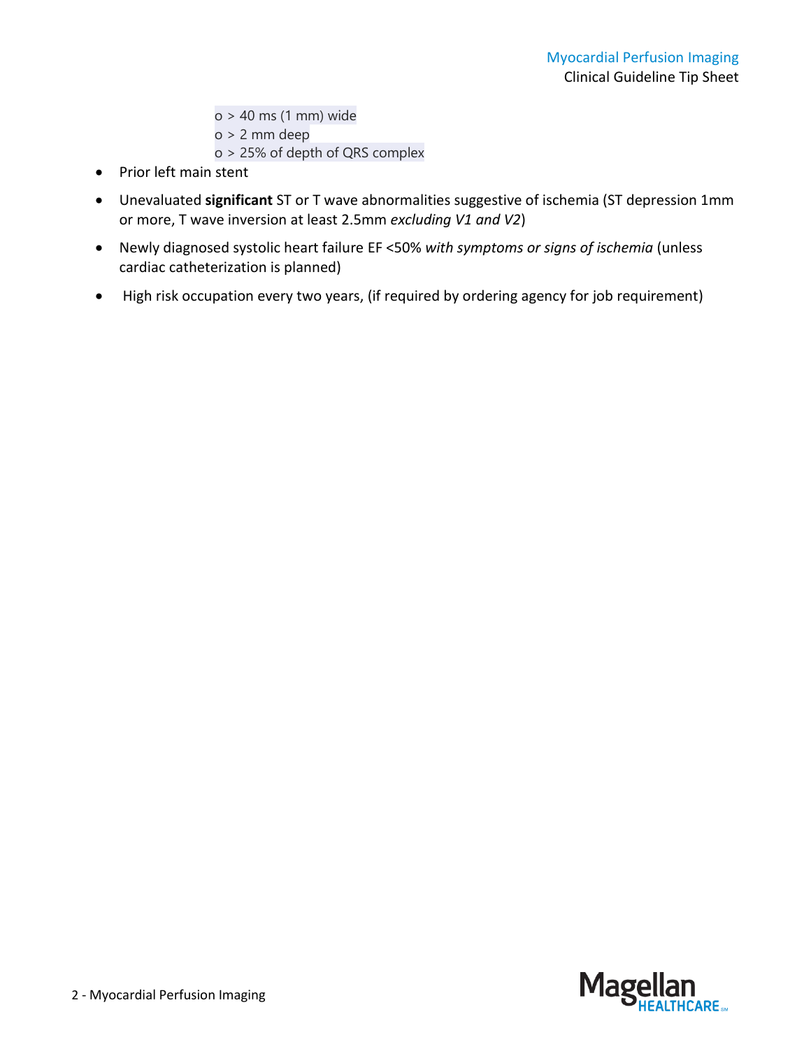- > 40 ms (1 mm) wide
  - > 2 mm deep
  - > 25% of depth of QRS complex
- Prior left main stent
- Unevaluated **significant** ST or T wave abnormalities suggestive of ischemia (ST depression 1mm or more, T wave inversion at least 2.5mm *excluding V1 and V2*)
- Newly diagnosed systolic heart failure EF <50% *with symptoms or signs of ischemia* (unless cardiac catheterization is planned)
- High risk occupation every two years, (if required by ordering agency for job requirement)